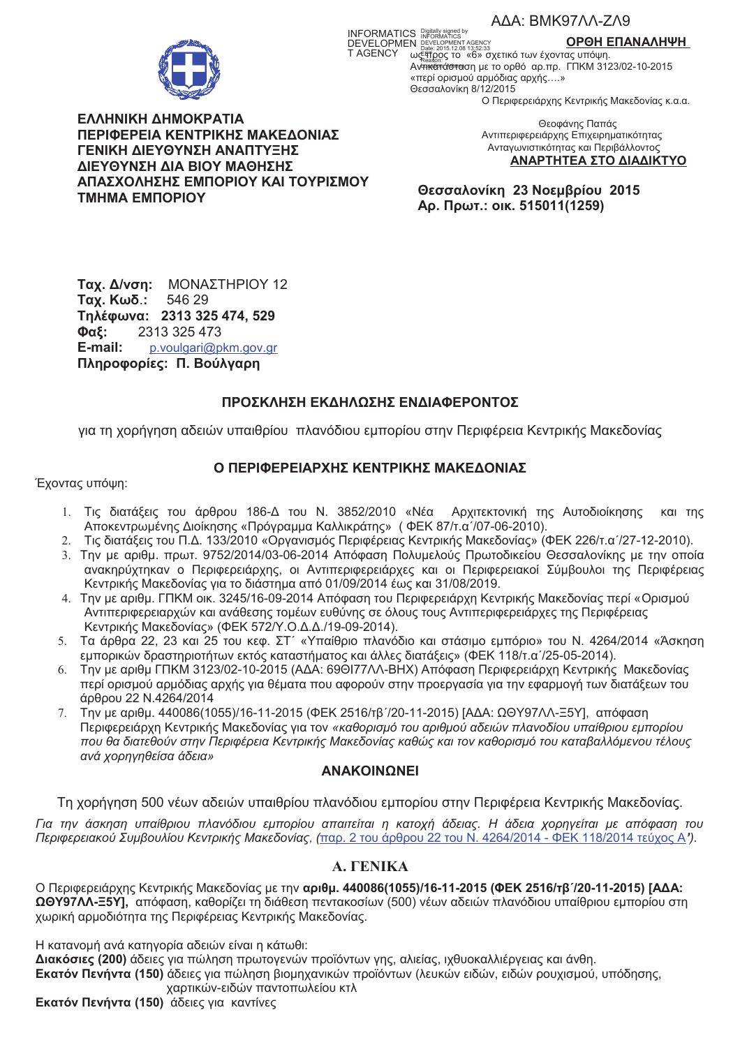ΑΔΑ: ΒΜΚ97ΛΛ-ΖΛ9

**ΟΡΘΗ ΕΠΑΝΑΛΗΨΗ**
ως προς το «6» σχετικό των έχοντας υπόψη.
Αντικατάσταση με το ορθό αρ.πρ. ΓΠΚΜ 3123/02-10-2015
«περί ορισμού αρμόδιας αρχής….»
Θεσσαλονίκη 8/12/2015
Ο Περιφερειάρχης Κεντρικής Μακεδονίας κ.α.α.

Θεοφάνης Παππάς
Αντιπεριφερειάρχης Επιχειρηματικότητας
Ανταγωνιστικότητας και Περιβάλλοντος

**ΑΝΑΡΤΗΤΕΑ ΣΤΟ ΔΙΑΔΙΚΤΥΟ**

**ΕΛΛΗΝΙΚΗ ΔΗΜΟΚΡΑΤΙΑ**
**ΠΕΡΙΦΕΡΕΙΑ ΚΕΝΤΡΙΚΗΣ ΜΑΚΕΔΟΝΙΑΣ**
**ΓΕΝΙΚΗ ΔΙΕΥΘΥΝΣΗ ΑΝΑΠΤΥΞΗΣ**
**ΔΙΕΥΘΥΝΣΗ ΔΙΑ ΒΙΟΥ ΜΑΘΗΣΗΣ ΑΠΑΣΧΟΛΗΣΗΣ ΕΜΠΟΡΙΟΥ ΚΑΙ ΤΟΥΡΙΣΜΟΥ**
**ΤΜΗΜΑ ΕΜΠΟΡΙΟΥ**

**Θεσσαλονίκη 23 Νοεμβρίου 2015**
**Αρ. Πρωτ.: οικ. 515011(1259)**

**Ταχ. Δ/νση:** ΜΟΝΑΣΤΗΡΙΟΥ 12
**Ταχ. Κωδ.**: 546 29
**Τηλέφωνα: 2313 325 474, 529**
**Φαξ:** 2313 325 473
**E-mail:** p.voulgari@pkm.gov.gr
**Πληροφορίες: Π. Βούλγαρη**

## ΠΡΟΣΚΛΗΣΗ ΕΚΔΗΛΩΣΗΣ ΕΝΔΙΑΦΕΡΟΝΤΟΣ

για τη χορήγηση αδειών υπαιθρίου πλανόδιου εμπορίου στην Περιφέρεια Κεντρικής Μακεδονίας

### Ο ΠΕΡΙΦΕΡΕΙΑΡΧΗΣ ΚΕΝΤΡΙΚΗΣ ΜΑΚΕΔΟΝΙΑΣ

Έχοντας υπόψη:

1. Τις διατάξεις του άρθρου 186-Δ του Ν. 3852/2010 «Νέα Αρχιτεκτονική της Αυτοδιοίκησης και της Αποκεντρωμένης Διοίκησης «Πρόγραμμα Καλλικράτης» ( ΦΕΚ 87/τ.α΄/07-06-2010).
2. Τις διατάξεις του Π.Δ. 133/2010 «Οργανισμός Περιφέρειας Κεντρικής Μακεδονίας» (ΦΕΚ 226/τ.α΄/27-12-2010).
3. Την με αριθμ. πρωτ. 9752/2014/03-06-2014 Απόφαση Πολυμελούς Πρωτοδικείου Θεσσαλονίκης με την οποία ανακηρύχτηκαν ο Περιφερειάρχης, οι Αντιπεριφερειάρχες και οι Περιφερειακοί Σύμβουλοι της Περιφέρειας Κεντρικής Μακεδονίας για το διάστημα από 01/09/2014 έως και 31/08/2019.
4. Την με αριθμ. ΓΠΚΜ οικ. 3245/16-09-2014 Απόφαση του Περιφερειάρχη Κεντρικής Μακεδονίας περί «Ορισμού Αντιπεριφερειαρχών και ανάθεσης τομέων ευθύνης σε όλους τους Αντιπεριφερειάρχες της Περιφέρειας Κεντρικής Μακεδονίας» (ΦΕΚ 572/Υ.Ο.Δ.Δ./19-09-2014).
5. Τα άρθρα 22, 23 και 25 του κεφ. ΣΤ΄ «Υπαίθριο πλανόδιο και στάσιμο εμπόριο» του Ν. 4264/2014 «Άσκηση εμπορικών δραστηριοτήτων εκτός καταστήματος και άλλες διατάξεις» (ΦΕΚ 118/τ.α΄/25-05-2014).
6. Την με αριθμ ΓΠΚΜ 3123/02-10-2015 (ΑΔΑ: 69ΘΙ77ΛΛ-ΒΗΧ) Απόφαση Περιφερειάρχη Κεντρικής Μακεδονίας περί ορισμού αρμόδιας αρχής για θέματα που αφορούν στην προεργασία για την εφαρμογή των διατάξεων του άρθρου 22 Ν.4264/2014
7. Την με αριθμ. 440086(1055)/16-11-2015 (ΦΕΚ 2516/τβ΄/20-11-2015) [ΑΔΑ: ΩΘΥ97ΛΛ-Ξ5Υ], απόφαση Περιφερειάρχη Κεντρικής Μακεδονίας για τον *«καθορισμό του αριθμού αδειών πλανόδιου υπαίθριου εμπορίου που θα διατεθούν στην Περιφέρεια Κεντρικής Μακεδονίας καθώς και τον καθορισμό του καταβαλλόμενου τέλους ανά χορηγηθείσα άδεια»*

### ΑΝΑΚΟΙΝΩΝΕΙ

Τη χορήγηση 500 νέων αδειών υπαιθρίου πλανόδιου εμπορίου στην Περιφέρεια Κεντρικής Μακεδονίας.

*Για την άσκηση υπαίθριου πλανόδιου εμπορίου απαιτείται η κατοχή άδειας. Η άδεια χορηγείται με απόφαση του Περιφερειακού Συμβουλίου Κεντρικής Μακεδονίας, (παρ. 2 του άρθρου 22 του Ν. 4264/2014 - ΦΕΚ 118/2014 τεύχος Α΄).*

## Α. ΓΕΝΙΚΑ

Ο Περιφερειάρχης Κεντρικής Μακεδονίας με την **αριθμ. 440086(1055)/16-11-2015 (ΦΕΚ 2516/τβ΄/20-11-2015) [ΑΔΑ: ΩΘΥ97ΛΛ-Ξ5Υ],** απόφαση, καθορίζει τη διάθεση πεντακοσίων (500) νέων αδειών πλανόδιου υπαίθριου εμπορίου στη χωρική αρμοδιότητα της Περιφέρειας Κεντρικής Μακεδονίας.

Η κατανομή ανά κατηγορία αδειών είναι η κάτωθι:

**Διακόσιες (200)** άδειες για πώληση πρωτογενών προϊόντων γης, αλιείας, ιχθυοκαλλιέργειας και άνθη.
**Εκατόν Πενήντα (150)** άδειες για πώληση βιομηχανικών προϊόντων (λευκών ειδών, ειδών ρουχισμού, υπόδησης, χαρτικών-ειδών παντοπωλείου κτλ
**Εκατόν Πενήντα (150)** άδειες για καντίνες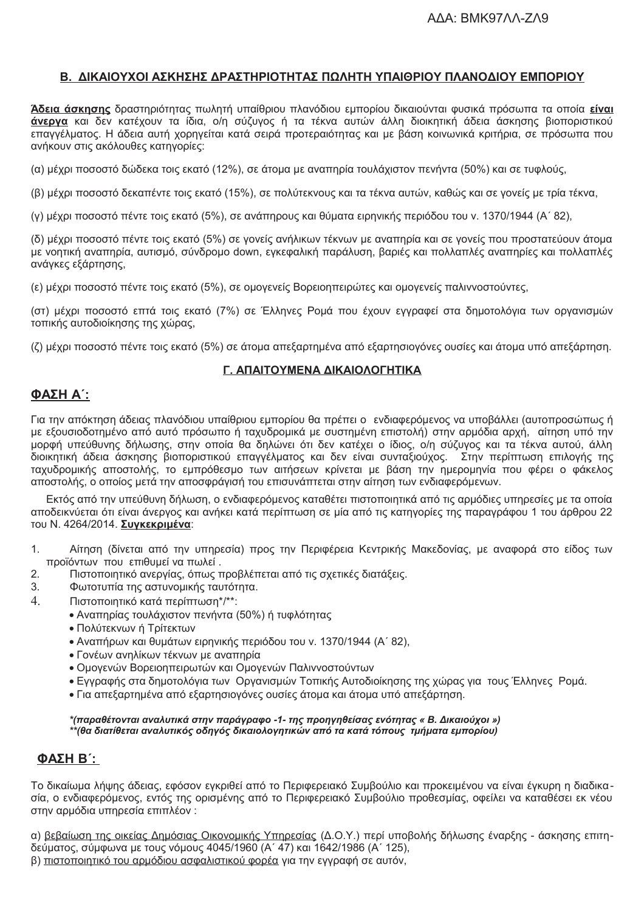## Β. ΔΙΚΑΙΟΥΧΟΙ ΑΣΚΗΣΗΣ ΔΡΑΣΤΗΡΙΟΤΗΤΑΣ ΠΩΛΗΤΗ ΥΠΑΙΘΡΙΟΥ ΠΛΑΝΟΔΙΟΥ ΕΜΠΟΡΙΟΥ

**Άδεια άσκησης** δραστηριότητας πωλητή υπαίθριου πλανόδιου εμπορίου δικαιούνται φυσικά πρόσωπα τα οποία **είναι άνεργα** και δεν κατέχουν τα ίδια, ο/η σύζυγος ή τα τέκνα αυτών άλλη διοικητική άδεια άσκησης βιοποριστικού επαγγέλματος. Η άδεια αυτή χορηγείται κατά σειρά προτεραιότητας και με βάση κοινωνικά κριτήρια, σε πρόσωπα που ανήκουν στις ακόλουθες κατηγορίες:

(α) μέχρι ποσοστό δώδεκα τοις εκατό (12%), σε άτομα με αναπηρία τουλάχιστον πενήντα (50%) και σε τυφλούς,

(β) μέχρι ποσοστό δεκαπέντε τοις εκατό (15%), σε πολύτεκνους και τα τέκνα αυτών, καθώς και σε γονείς με τρία τέκνα,

(γ) μέχρι ποσοστό πέντε τοις εκατό (5%), σε ανάπηρους και θύματα ειρηνικής περιόδου του ν. 1370/1944 (Α΄ 82),

(δ) μέχρι ποσοστό πέντε τοις εκατό (5%) σε γονείς ανήλικων τέκνων με αναπηρία και σε γονείς που προστατεύουν άτομα με νοητική αναπηρία, αυτισμό, σύνδρομο down, εγκεφαλική παράλυση, βαριές και πολλαπλές αναπηρίες και πολλαπλές ανάγκες εξάρτησης,

(ε) μέχρι ποσοστό πέντε τοις εκατό (5%), σε ομογενείς Βορειοηπειρώτες και ομογενείς παλιννοστούντες,

(στ) μέχρι ποσοστό επτά τοις εκατό (7%) σε Έλληνες Ρομά που έχουν εγγραφεί στα δημοτολόγια των οργανισμών τοπικής αυτοδιοίκησης της χώρας,

(ζ) μέχρι ποσοστό πέντε τοις εκατό (5%) σε άτομα απεξαρτημένα από εξαρτησιογόνες ουσίες και άτομα υπό απεξάρτηση.

## Γ. ΑΠΑΙΤΟΥΜΕΝΑ ΔΙΚΑΙΟΛΟΓΗΤΙΚΑ

### ΦΑΣΗ Α΄:

Για την απόκτηση άδειας πλανόδιου υπαίθριου εμπορίου θα πρέπει ο ενδιαφερόμενος να υποβάλλει (αυτοπροσώπως ή με εξουσιοδοτημένο από αυτό πρόσωπο ή ταχυδρομικά με συστημένη επιστολή) στην αρμόδια αρχή, αίτηση υπό την μορφή υπεύθυνης δήλωσης, στην οποία θα δηλώνει ότι δεν κατέχει ο ίδιος, ο/η σύζυγος και τα τέκνα αυτού, άλλη διοικητική άδεια άσκησης βιοποριστικού επαγγέλματος και δεν είναι συνταξιούχος. Στην περίπτωση επιλογής της ταχυδρομικής αποστολής, το εμπρόθεσμο των αιτήσεων κρίνεται με βάση την ημερομηνία που φέρει ο φάκελος αποστολής, ο οποίος μετά την αποσφράγισή του επισυνάπτεται στην αίτηση των ενδιαφερόμενων.

Εκτός από την υπεύθυνη δήλωση, ο ενδιαφερόμενος καταθέτει πιστοποιητικά από τις αρμόδιες υπηρεσίες με τα οποία αποδεικνύεται ότι είναι άνεργος και ανήκει κατά περίπτωση σε μία από τις κατηγορίες της παραγράφου 1 του άρθρου 22 του Ν. 4264/2014. **Συγκεκριμένα**:

1. Αίτηση (δίνεται από την υπηρεσία) προς την Περιφέρεια Κεντρικής Μακεδονίας, με αναφορά στο είδος των προϊόντων που επιθυμεί να πωλεί .
2. Πιστοποιητικό ανεργίας, όπως προβλέπεται από τις σχετικές διατάξεις.
3. Φωτοτυπία της αστυνομικής ταυτότητα.
4. Πιστοποιητικό κατά περίπτωση*/**:
   - Αναπηρίας τουλάχιστον πενήντα (50%) ή τυφλότητας
   - Πολύτεκνων ή Τρίτεκτων
   - Αναπήρων και θυμάτων ειρηνικής περιόδου του ν. 1370/1944 (Α΄ 82),
   - Γονέων ανηλίκων τέκνων με αναπηρία
   - Ομογενών Βορειοηπειρωτών και Ομογενών Παλιννοστούντων
   - Εγγραφής στα δημοτολόγια των Οργανισμών Τοπικής Αυτοδιοίκησης της χώρας για τους Έλληνες Ρομά.
   - Για απεξαρτημένα από εξαρτησιογόνες ουσίες άτομα και άτομα υπό απεξάρτηση.

***(παραθέτονται αναλυτικά στην παράγραφο -1- της προηγηθείσας ενότητας « Β. Δικαιούχοι »)***
***\*\*(θα διατίθεται αναλυτικός οδηγός δικαιολογητικών από τα κατά τόπους τμήματα εμπορίου)***

### ΦΑΣΗ Β΄:

Το δικαίωμα λήψης άδειας, εφόσον εγκριθεί από το Περιφερειακό Συμβούλιο και προκειμένου να είναι έγκυρη η διαδικασία, ο ενδιαφερόμενος, εντός της ορισμένης από το Περιφερειακό Συμβούλιο προθεσμίας, οφείλει να καταθέσει εκ νέου στην αρμόδια υπηρεσία επιπλέον :

α) <u>βεβαίωση της οικείας Δημόσιας Οικονομικής Υπηρεσίας</u> (Δ.Ο.Υ.) περί υποβολής δήλωσης έναρξης - άσκησης επιτηδεύματος, σύμφωνα με τους νόμους 4045/1960 (Α΄ 47) και 1642/1986 (Α΄ 125),
β) <u>πιστοποιητικό του αρμόδιου ασφαλιστικού φορέα</u> για την εγγραφή σε αυτόν,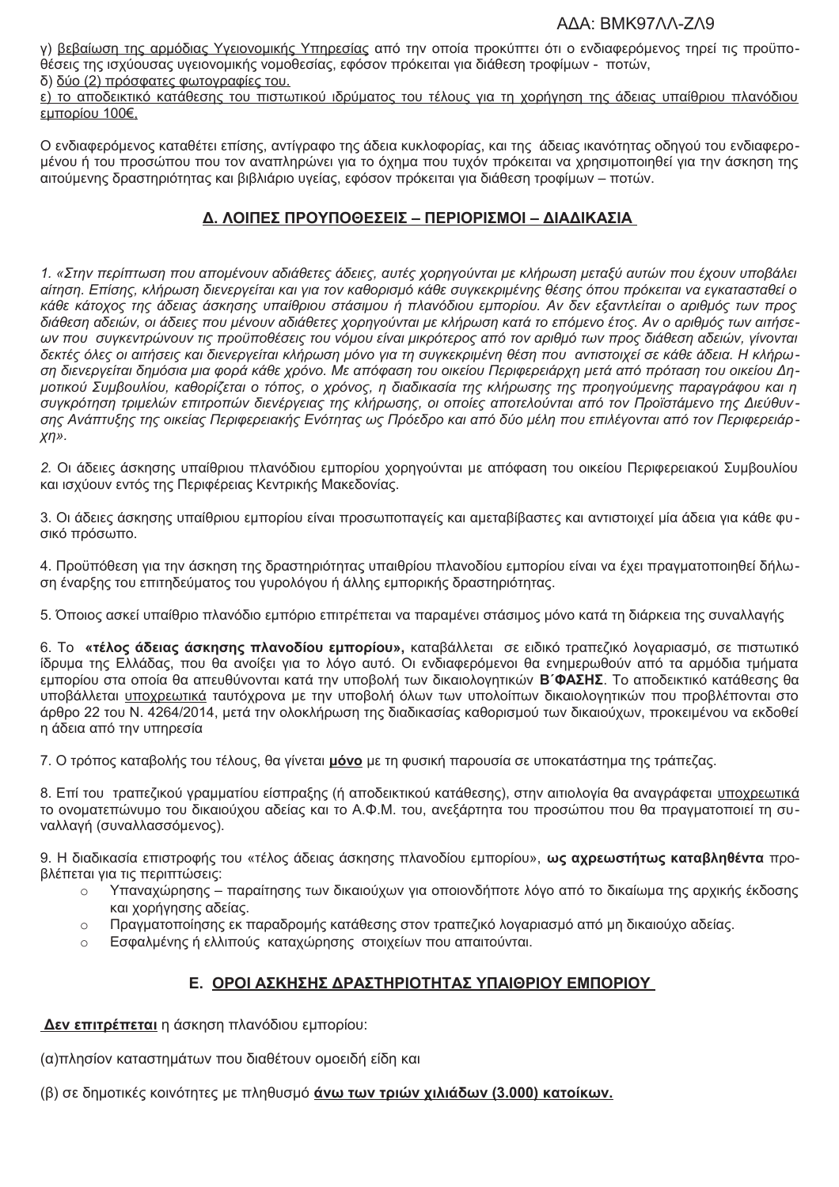γ) <u>βεβαίωση της αρμόδιας Υγειονομικής Υπηρεσίας</u> από την οποία προκύπτει ότι ο ενδιαφερόμενος τηρεί τις προϋποθέσεις της ισχύουσας υγειονομικής νομοθεσίας, εφόσον πρόκειται για διάθεση τροφίμων - ποτών,

δ) <u>δύο (2) πρόσφατες φωτογραφίες του.</u>

ε) <u>το αποδεικτικό κατάθεσης του πιστωτικού ιδρύματος του τέλους για τη χορήγηση της άδειας υπαίθριου πλανόδιου εμπορίου 100€.</u>

Ο ενδιαφερόμενος καταθέτει επίσης, αντίγραφο της άδεια κυκλοφορίας, και της άδειας ικανότητας οδηγού του ενδιαφερομένου ή του προσώπου που τον αναπληρώνει για το όχημα που τυχόν πρόκειται να χρησιμοποιηθεί για την άσκηση της αιτούμενης δραστηριότητας και βιβλιάριο υγείας, εφόσον πρόκειται για διάθεση τροφίμων – ποτών.

## <u>Δ. ΛΟΙΠΕΣ ΠΡΟΥΠΟΘΕΣΕΙΣ – ΠΕΡΙΟΡΙΣΜΟΙ – ΔΙΑΔΙΚΑΣΙΑ</u>

*1. «Στην περίπτωση που απομένουν αδιάθετες άδειες, αυτές χορηγούνται με κλήρωση μεταξύ αυτών που έχουν υποβάλει αίτηση. Επίσης, κλήρωση διενεργείται και για τον καθορισμό κάθε συγκεκριμένης θέσης όπου πρόκειται να εγκατασταθεί ο κάθε κάτοχος της άδειας άσκησης υπαίθριου στάσιμου ή πλανόδιου εμπορίου. Αν δεν εξαντλείται ο αριθμός των προς διάθεση αδειών, οι άδειες που μένουν αδιάθετες χορηγούνται με κλήρωση κατά το επόμενο έτος. Αν ο αριθμός των αιτήσεων που συγκεντρώνουν τις προϋποθέσεις του νόμου είναι μικρότερος από τον αριθμό των προς διάθεση αδειών, γίνονται δεκτές όλες οι αιτήσεις και διενεργείται κλήρωση μόνο για τη συγκεκριμένη θέση που αντιστοιχεί σε κάθε άδεια. Η κλήρωση διενεργείται δημόσια μια φορά κάθε χρόνο. Με απόφαση του οικείου Περιφερειάρχη μετά από πρόταση του οικείου Δημοτικού Συμβουλίου, καθορίζεται ο τόπος, ο χρόνος, η διαδικασία της κλήρωσης της προηγούμενης παραγράφου και η συγκρότηση τριμελών επιτροπών διενέργειας της κλήρωσης, οι οποίες αποτελούνται από τον Προϊστάμενο της Διεύθυνσης Ανάπτυξης της οικείας Περιφερειακής Ενότητας ως Πρόεδρο και από δύο μέλη που επιλέγονται από τον Περιφερειάρχη».*

*2.* Οι άδειες άσκησης υπαίθριου πλανόδιου εμπορίου χορηγούνται με απόφαση του οικείου Περιφερειακού Συμβουλίου και ισχύουν εντός της Περιφέρειας Κεντρικής Μακεδονίας.

3. Οι άδειες άσκησης υπαίθριου εμπορίου είναι προσωποπαγείς και αμεταβίβαστες και αντιστοιχεί μία άδεια για κάθε φυσικό πρόσωπο.

4. Προϋπόθεση για την άσκηση της δραστηριότητας υπαιθρίου πλανοδίου εμπορίου είναι να έχει πραγματοποιηθεί δήλωση έναρξης του επιτηδεύματος του γυρολόγου ή άλλης εμπορικής δραστηριότητας.

5. Όποιος ασκεί υπαίθριο πλανόδιο εμπόριο επιτρέπεται να παραμένει στάσιμος μόνο κατά τη διάρκεια της συναλλαγής

6. Το ***«τέλος άδειας άσκησης πλανοδίου εμπορίου»,*** καταβάλλεται σε ειδικό τραπεζικό λογαριασμό, σε πιστωτικό ίδρυμα της Ελλάδας, που θα ανοίξει για το λόγο αυτό. Οι ενδιαφερόμενοι θα ενημερωθούν από τα αρμόδια τμήματα εμπορίου στα οποία θα απευθύνονται κατά την υποβολή των δικαιολογητικών **Β΄ΦΑΣΗΣ**. Το αποδεικτικό κατάθεσης θα υποβάλλεται <u>υποχρεωτικά</u> ταυτόχρονα με την υποβολή όλων των υπολοίπων δικαιολογητικών που προβλέπονται στο άρθρο 22 του Ν. 4264/2014, μετά την ολοκλήρωση της διαδικασίας καθορισμού των δικαιούχων, προκειμένου να εκδοθεί η άδεια από την υπηρεσία

7. Ο τρόπος καταβολής του τέλους, θα γίνεται <u>**μόνο**</u> με τη φυσική παρουσία σε υποκατάστημα της τράπεζας.

8. Επί του τραπεζικού γραμματίου είσπραξης (ή αποδεικτικού κατάθεσης), στην αιτιολογία θα αναγράφεται <u>υποχρεωτικά</u> το ονοματεπώνυμο του δικαιούχου αδείας και το Α.Φ.Μ. του, ανεξάρτητα του προσώπου που θα πραγματοποιεί τη συναλλαγή (συναλλασσόμενος).

9. Η διαδικασία επιστροφής του «τέλος άδειας άσκησης πλανοδίου εμπορίου», **ως αχρεωστήτως καταβληθέντα** προβλέπεται για τις περιπτώσεις:

- Υπαναχώρησης – παραίτησης των δικαιούχων για οποιονδήποτε λόγο από το δικαίωμα της αρχικής έκδοσης και χορήγησης αδείας.
- Πραγματοποίησης εκ παραδρομής κατάθεσης στον τραπεζικό λογαριασμό από μη δικαιούχο αδείας.
- Εσφαλμένης ή ελλιπούς καταχώρησης στοιχείων που απαιτούνται.

## <u>Ε. ΟΡΟΙ ΑΣΚΗΣΗΣ ΔΡΑΣΤΗΡΙΟΤΗΤΑΣ ΥΠΑΙΘΡΙΟΥ ΕΜΠΟΡΙΟΥ</u>

<u>**Δεν επιτρέπεται**</u> η άσκηση πλανόδιου εμπορίου:

(α)πλησίον καταστημάτων που διαθέτουν ομοειδή είδη και

(β) σε δημοτικές κοινότητες με πληθυσμό <u>**άνω των τριών χιλιάδων (3.000) κατοίκων.**</u>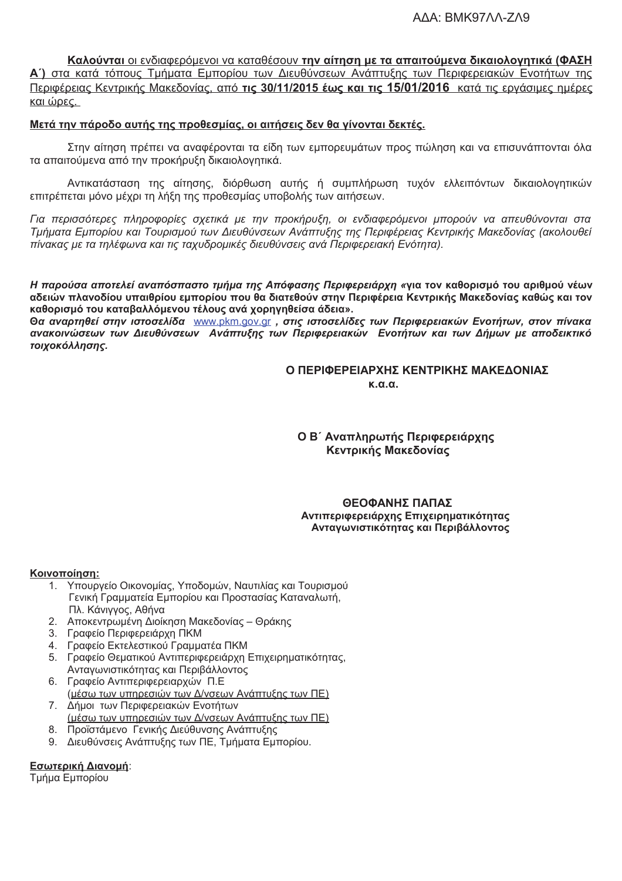ΑΔΑ: ΒΜΚ97ΛΛ-ΖΛ9

**Καλούνται** οι ενδιαφερόμενοι να καταθέσουν **την αίτηση με τα απαιτούμενα δικαιολογητικά (ΦΑΣΗ Α΄)** στα κατά τόπους Τμήματα Εμπορίου των Διευθύνσεων Ανάπτυξης των Περιφερειακών Ενοτήτων της Περιφέρειας Κεντρικής Μακεδονίας, από **τις 30/11/2015 έως και τις 15/01/2016** κατά τις εργάσιμες ημέρες και ώρες.

**Μετά την πάροδο αυτής της προθεσμίας, οι αιτήσεις δεν θα γίνονται δεκτές.**

Στην αίτηση πρέπει να αναφέρονται τα είδη των εμπορευμάτων προς πώληση και να επισυνάπτονται όλα τα απαιτούμενα από την προκήρυξη δικαιολογητικά.

Αντικατάσταση της αίτησης, διόρθωση αυτής ή συμπλήρωση τυχόν ελλειπόντων δικαιολογητικών επιτρέπεται μόνο μέχρι τη λήξη της προθεσμίας υποβολής των αιτήσεων.

*Για περισσότερες πληροφορίες σχετικά με την προκήρυξη, οι ενδιαφερόμενοι μπορούν να απευθύνονται στα Τμήματα Εμπορίου και Τουρισμού των Διευθύνσεων Ανάπτυξης της Περιφέρειας Κεντρικής Μακεδονίας (ακολουθεί πίνακας με τα τηλέφωνα και τις ταχυδρομικές διευθύνσεις ανά Περιφερειακή Ενότητα).*

***Η παρούσα αποτελεί αναπόσπαστο τμήμα της Απόφασης Περιφερειάρχη* «για τον καθορισμό του αριθμού νέων αδειών πλανοδίου υπαιθρίου εμπορίου που θα διατεθούν στην Περιφέρεια Κεντρικής Μακεδονίας καθώς και τον καθορισμό του καταβαλλόμενου τέλους ανά χορηγηθείσα άδεια».**
***Θα αναρτηθεί στην ιστοσελίδα* www.pkm.gov.gr *, στις ιστοσελίδες των Περιφερειακών Ενοτήτων, στον πίνακα ανακοινώσεων των Διευθύνσεων Ανάπτυξης των Περιφερειακών Ενοτήτων και των Δήμων με αποδεικτικό τοιχοκόλλησης.***

**Ο ΠΕΡΙΦΕΡΕΙΑΡΧΗΣ ΚΕΝΤΡΙΚΗΣ ΜΑΚΕΔΟΝΙΑΣ**
**κ.α.α.**

**Ο Β΄ Αναπληρωτής Περιφερειάρχης**
**Κεντρικής Μακεδονίας**

**ΘΕΟΦΑΝΗΣ ΠΑΠΑΣ**
**Αντιπεριφερειάρχης Επιχειρηματικότητας**
**Ανταγωνιστικότητας και Περιβάλλοντος**

**Κοινοποίηση:**

1. Υπουργείο Οικονομίας, Υποδομών, Ναυτιλίας και Τουρισμού
   Γενική Γραμματεία Εμπορίου και Προστασίας Καταναλωτή,
   Πλ. Κάνιγγος, Αθήνα
2. Αποκεντρωμένη Διοίκηση Μακεδονίας – Θράκης
3. Γραφείο Περιφερειάρχη ΠΚΜ
4. Γραφείο Εκτελεστικού Γραμματέα ΠΚΜ
5. Γραφείο Θεματικού Αντιπεριφερειάρχη Επιχειρηματικότητας, Ανταγωνιστικότητας και Περιβάλλοντος
6. Γραφείο Αντιπεριφερειαρχών Π.Ε
   (μέσω των υπηρεσιών των Δ/νσεων Ανάπτυξης των ΠΕ)
7. Δήμοι των Περιφερειακών Ενοτήτων
   (μέσω των υπηρεσιών των Δ/νσεων Ανάπτυξης των ΠΕ)
8. Προϊστάμενο Γενικής Διεύθυνσης Ανάπτυξης
9. Διευθύνσεις Ανάπτυξης των ΠΕ, Τμήματα Εμπορίου.

**Εσωτερική Διανομή**:
Τμήμα Εμπορίου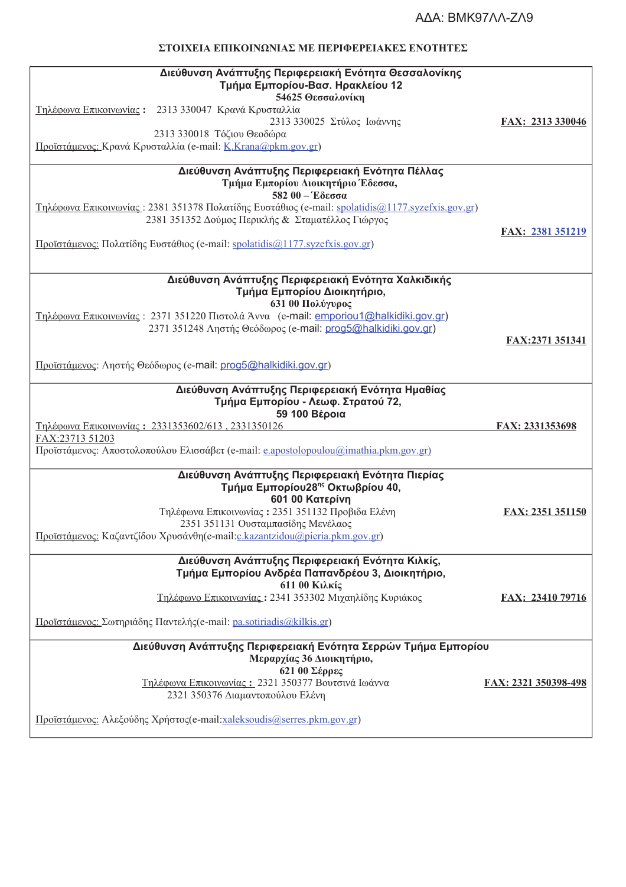ΑΔΑ: ΒΜΚ97ΛΛ-ΖΛ9

## ΣΤΟΙΧΕΙΑ ΕΠΙΚΟΙΝΩΝΙΑΣ ΜΕ ΠΕΡΙΦΕΡΕΙΑΚΕΣ ΕΝΟΤΗΤΕΣ

**Διεύθυνση Ανάπτυξης Περιφερειακή Ενότητα Θεσσαλονίκης**
**Τμήμα Εμπορίου-Βασ. Ηρακλείου 12**
**54625 Θεσσαλονίκη**

Τηλέφωνα Επικοινωνίας: 2313 330047 Κρανά Κρυσταλλία
2313 330025 Στύλος Ιωάννης
2313 330018 Τόζιου Θεοδώρα

**FAX: 2313 330046**

Προϊστάμενος: Κρανά Κρυσταλλία (e-mail: K.Krana@pkm.gov.gr)

---

**Διεύθυνση Ανάπτυξης Περιφερειακή Ενότητα Πέλλας**
**Τμήμα Εμπορίου Διοικητήριο Έδεσσα,**
**582 00 – Έδεσσα**

Τηλέφωνα Επικοινωνίας: 2381 351378 Πολατίδης Ευστάθιος (e-mail: spolatidis@1177.syzefxis.gov.gr)
2381 351352 Δούμος Περικλής & Σταματέλλος Γιώργος

**FAX: 2381 351219**

Προϊστάμενος: Πολατίδης Ευστάθιος (e-mail: spolatidis@1177.syzefxis.gov.gr)

---

**Διεύθυνση Ανάπτυξης Περιφερειακή Ενότητα Χαλκιδικής**
**Τμήμα Εμπορίου Διοικητήριο,**
**631 00 Πολύγυρος**

Τηλέφωνα Επικοινωνίας: 2371 351220 Πιστολά Άννα (e-mail: emporiou1@halkidiki.gov.gr)
2371 351248 Ληστής Θεόδωρος (e-mail: prog5@halkidiki.gov.gr)

**FAX:2371 351341**

Προϊστάμενος: Ληστής Θεόδωρος (e-mail: prog5@halkidiki.gov.gr)

---

**Διεύθυνση Ανάπτυξης Περιφερειακή Ενότητα Ημαθίας**
**Τμήμα Εμπορίου - Λεωφ. Στρατού 72,**
**59 100 Βέροια**

Τηλέφωνα Επικοινωνίας: 2331353602/613 , 2331350126

**FAX: 2331353698**

FAX:23713 51203

Προϊστάμενος: Αποστολοπούλου Ελισσάβετ (e-mail: e.apostolopoulou@imathia.pkm.gov.gr)

---

**Διεύθυνση Ανάπτυξης Περιφερειακή Ενότητα Πιερίας**
**Τμήμα Εμπορίου28ης Οκτωβρίου 40,**
**601 00 Κατερίνη**

Τηλέφωνα Επικοινωνίας: 2351 351132 Προβιδα Ελένη
2351 351131 Ουσταμπασίδης Μενέλαος

**FAX: 2351 351150**

Προϊστάμενος: Καζαντζίδου Χρυσάνθη(e-mail:c.kazantzidou@pieria.pkm.gov.gr)

---

**Διεύθυνση Ανάπτυξης Περιφερειακή Ενότητα Κιλκίς,**
**Τμήμα Εμπορίου Ανδρέα Παπανδρέου 3, Διοικητήριο,**
**611 00 Κιλκίς**

Τηλέφωνο Επικοινωνίας: 2341 353302 Μιχαηλίδης Κυριάκος

**FAX: 23410 79716**

Προϊστάμενος: Σωτηριάδης Παντελής(e-mail: pa.sotiriadis@kilkis.gr)

---

**Διεύθυνση Ανάπτυξης Περιφερειακή Ενότητα Σερρών Τμήμα Εμπορίου**
**Μεραρχίας 36 Διοικητήριο,**
**621 00 Σέρρες**

Τηλέφωνα Επικοινωνίας: 2321 350377 Βουτσινά Ιωάννα
2321 350376 Διαμαντοπούλου Ελένη

**FAX: 2321 350398-498**

Προϊστάμενος: Αλεξούδης Χρήστος(e-mail:xaleksoudis@serres.pkm.gov.gr)